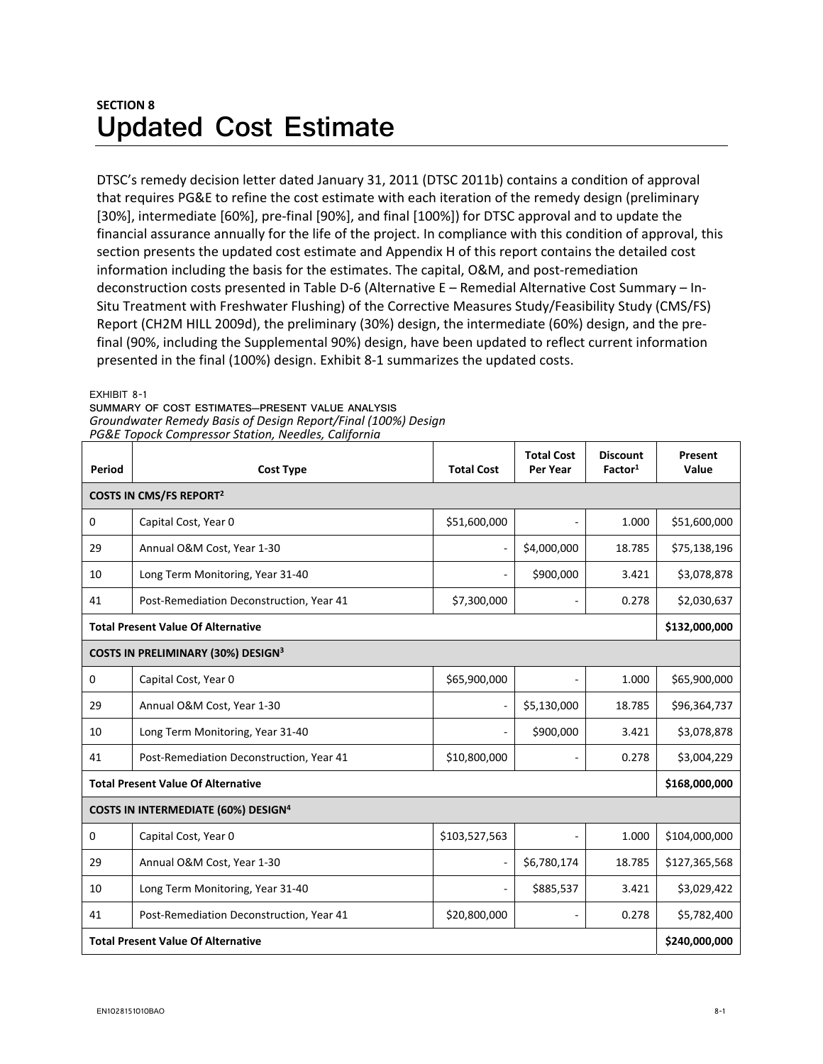SECTION 8

# Updated Cost Estimate

DTSC's remedy decision letter dated January 31, 2011 (DTSC 2011b) contains a condition of approval that requires PG&E to refine the cost estimate with each iteration of the remedy design (preliminary [30%], intermediate [60%], pre-final [90%], and final [100%]) for DTSC approval and to update the financial assurance annually for the life of the project. In compliance with this condition of approval, this section presents the updated cost estimate and Appendix H of this report contains the detailed cost information including the basis for the estimates. The capital, O&M, and post-remediation deconstruction costs presented in Table D-6 (Alternative E – Remedial Alternative Cost Summary – In-Situ Treatment with Freshwater Flushing) of the Corrective Measures Study/Feasibility Study (CMS/FS) Report (CH2M HILL 2009d), the preliminary (30%) design, the intermediate (60%) design, and the pre-final (90%, including the Supplemental 90%) design, have been updated to reflect current information presented in the final (100%) design. Exhibit 8-1 summarizes the updated costs.

EXHIBIT 8-1
SUMMARY OF COST ESTIMATES—PRESENT VALUE ANALYSIS
*Groundwater Remedy Basis of Design Report/Final (100%) Design*
*PG&E Topock Compressor Station, Needles, California*

| Period | Cost Type | Total Cost | Total Cost Per Year | Discount Factor[1] | Present Value |
|---|---|---|---|---|---|
| **COSTS IN CMS/FS REPORT[2]** | | | | | |
| 0 | Capital Cost, Year 0 | $51,600,000 | - | 1.000 | $51,600,000 |
| 29 | Annual O&M Cost, Year 1-30 | - | $4,000,000 | 18.785 | $75,138,196 |
| 10 | Long Term Monitoring, Year 31-40 | - | $900,000 | 3.421 | $3,078,878 |
| 41 | Post-Remediation Deconstruction, Year 41 | $7,300,000 | - | 0.278 | $2,030,637 |
| **Total Present Value Of Alternative** | | | | | **$132,000,000** |
| **COSTS IN PRELIMINARY (30%) DESIGN[3]** | | | | | |
| 0 | Capital Cost, Year 0 | $65,900,000 | - | 1.000 | $65,900,000 |
| 29 | Annual O&M Cost, Year 1-30 | - | $5,130,000 | 18.785 | $96,364,737 |
| 10 | Long Term Monitoring, Year 31-40 | - | $900,000 | 3.421 | $3,078,878 |
| 41 | Post-Remediation Deconstruction, Year 41 | $10,800,000 | - | 0.278 | $3,004,229 |
| **Total Present Value Of Alternative** | | | | | **$168,000,000** |
| **COSTS IN INTERMEDIATE (60%) DESIGN[4]** | | | | | |
| 0 | Capital Cost, Year 0 | $103,527,563 | - | 1.000 | $104,000,000 |
| 29 | Annual O&M Cost, Year 1-30 | - | $6,780,174 | 18.785 | $127,365,568 |
| 10 | Long Term Monitoring, Year 31-40 | - | $885,537 | 3.421 | $3,029,422 |
| 41 | Post-Remediation Deconstruction, Year 41 | $20,800,000 | - | 0.278 | $5,782,400 |
| **Total Present Value Of Alternative** | | | | | **$240,000,000** |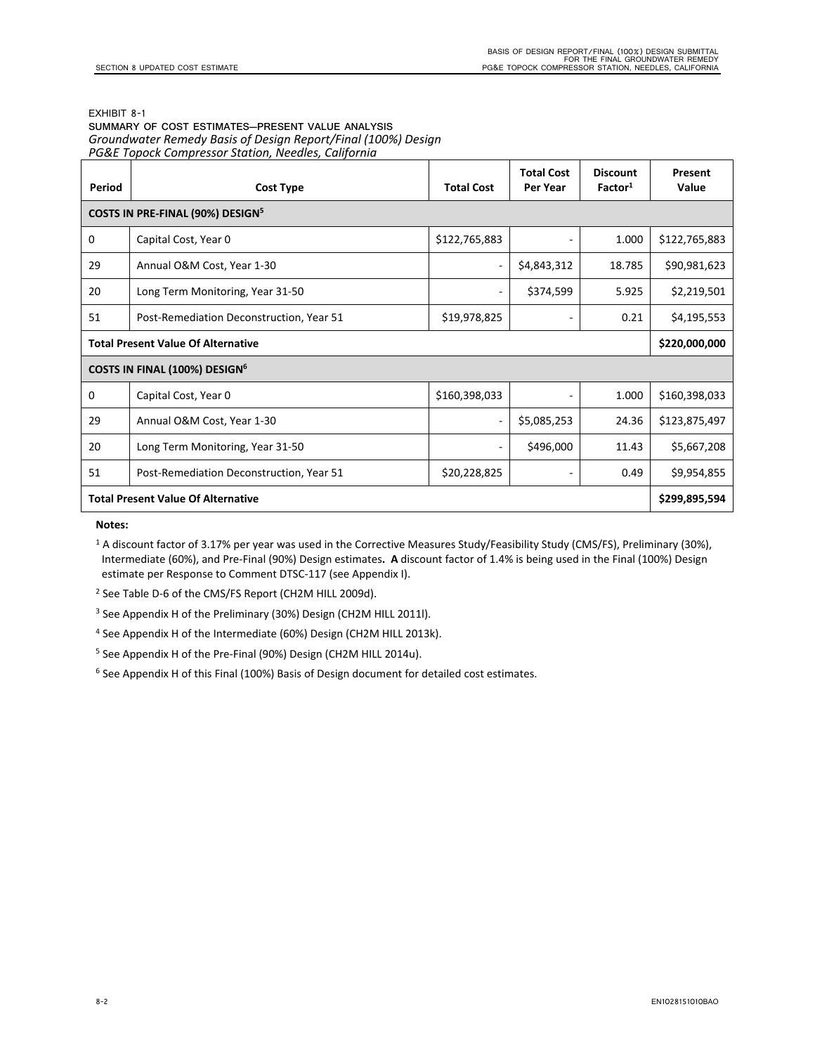EXHIBIT 8-1
SUMMARY OF COST ESTIMATES—PRESENT VALUE ANALYSIS
*Groundwater Remedy Basis of Design Report/Final (100%) Design*
*PG&E Topock Compressor Station, Needles, California*

| Period | Cost Type | Total Cost | Total Cost Per Year | Discount Factor[1] | Present Value |
|---|---|---|---|---|---|
| **COSTS IN PRE-FINAL (90%) DESIGN[5]** | | | | | |
| 0 | Capital Cost, Year 0 | $122,765,883 | - | 1.000 | $122,765,883 |
| 29 | Annual O&M Cost, Year 1-30 | - | $4,843,312 | 18.785 | $90,981,623 |
| 20 | Long Term Monitoring, Year 31-50 | - | $374,599 | 5.925 | $2,219,501 |
| 51 | Post-Remediation Deconstruction, Year 51 | $19,978,825 | - | 0.21 | $4,195,553 |
| **Total Present Value Of Alternative** | | | | | **$220,000,000** |
| **COSTS IN FINAL (100%) DESIGN[6]** | | | | | |
| 0 | Capital Cost, Year 0 | $160,398,033 | - | 1.000 | $160,398,033 |
| 29 | Annual O&M Cost, Year 1-30 | - | $5,085,253 | 24.36 | $123,875,497 |
| 20 | Long Term Monitoring, Year 31-50 | - | $496,000 | 11.43 | $5,667,208 |
| 51 | Post-Remediation Deconstruction, Year 51 | $20,228,825 | - | 0.49 | $9,954,855 |
| **Total Present Value Of Alternative** | | | | | **$299,895,594** |

**Notes:**

[1] A discount factor of 3.17% per year was used in the Corrective Measures Study/Feasibility Study (CMS/FS), Preliminary (30%), Intermediate (60%), and Pre-Final (90%) Design estimates**. A** discount factor of 1.4% is being used in the Final (100%) Design estimate per Response to Comment DTSC-117 (see Appendix I).

[2] See Table D-6 of the CMS/FS Report (CH2M HILL 2009d).

[3] See Appendix H of the Preliminary (30%) Design (CH2M HILL 2011l).

[4] See Appendix H of the Intermediate (60%) Design (CH2M HILL 2013k).

[5] See Appendix H of the Pre-Final (90%) Design (CH2M HILL 2014u).

[6] See Appendix H of this Final (100%) Basis of Design document for detailed cost estimates.